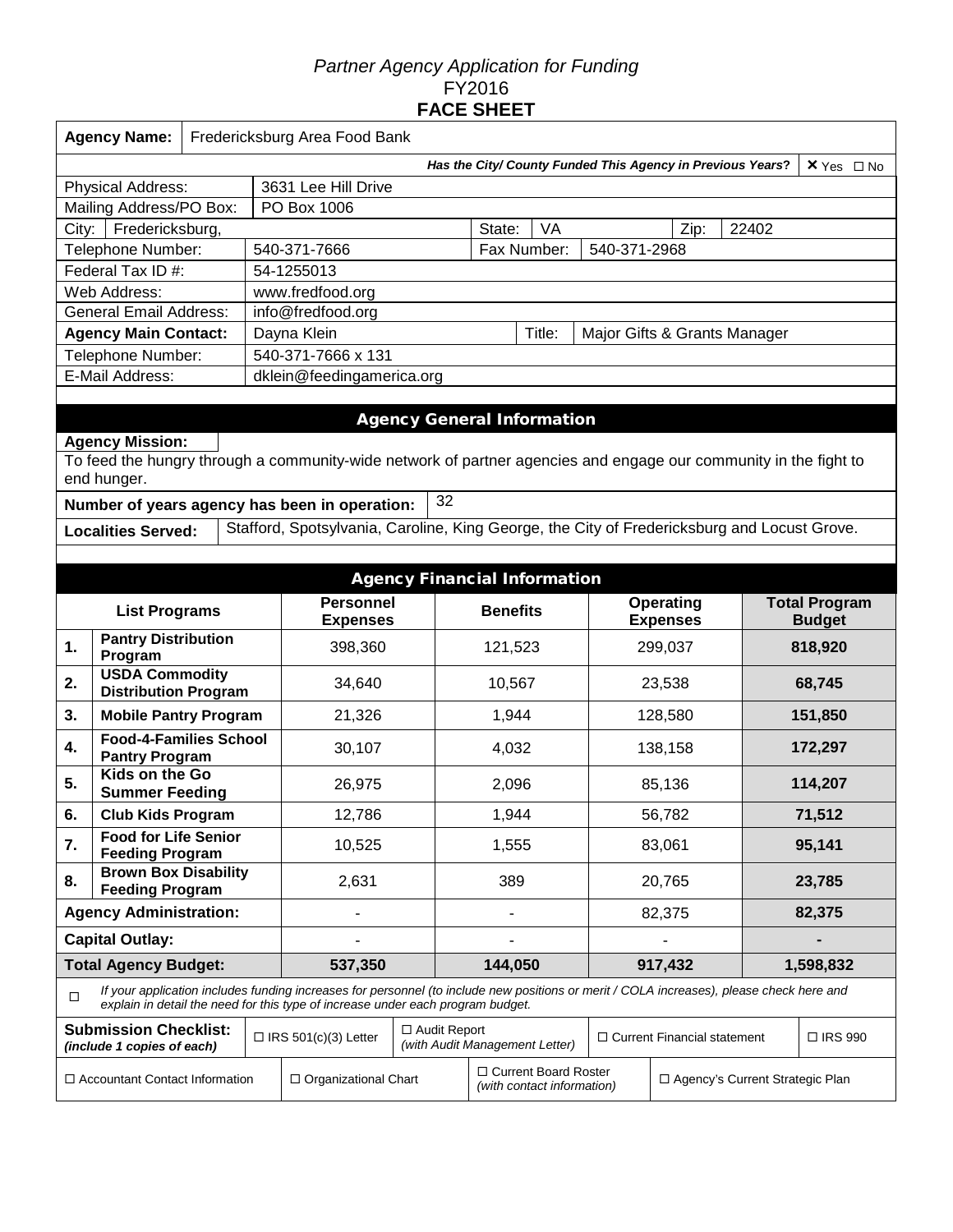# Partner Agency Application for Funding

## FY2016

## FACE SHEET

| | |
|---|---|
| **Agency Name:** | Fredericksburg Area Food Bank |
| ***Has the City/ County Funded This Agency in Previous Years?*** | ☒ Yes ☐ No |
| Physical Address: | 3631 Lee Hill Drive |
| Mailing Address/PO Box: | PO Box 1006 |
| City: | Fredericksburg, |
| State: | VA |
| Zip: | 22402 |
| Telephone Number: | 540-371-7666 |
| Fax Number: | 540-371-2968 |
| Federal Tax ID #: | 54-1255013 |
| Web Address: | www.fredfood.org |
| General Email Address: | info@fredfood.org |
| **Agency Main Contact:** | Dayna Klein |
| Title: | Major Gifts & Grants Manager |
| Telephone Number: | 540-371-7666 x 131 |
| E-Mail Address: | dklein@feedingamerica.org |

## Agency General Information

**Agency Mission:**

To feed the hungry through a community-wide network of partner agencies and engage our community in the fight to end hunger.

**Number of years agency has been in operation:** 32

**Localities Served:** Stafford, Spotsylvania, Caroline, King George, the City of Fredericksburg and Locust Grove.

## Agency Financial Information

| | List Programs | Personnel Expenses | Benefits | Operating Expenses | Total Program Budget |
|---|---|---|---|---|---|
| 1. | Pantry Distribution Program | 398,360 | 121,523 | 299,037 | **818,920** |
| 2. | USDA Commodity Distribution Program | 34,640 | 10,567 | 23,538 | **68,745** |
| 3. | Mobile Pantry Program | 21,326 | 1,944 | 128,580 | **151,850** |
| 4. | Food-4-Families School Pantry Program | 30,107 | 4,032 | 138,158 | **172,297** |
| 5. | Kids on the Go Summer Feeding | 26,975 | 2,096 | 85,136 | **114,207** |
| 6. | Club Kids Program | 12,786 | 1,944 | 56,782 | **71,512** |
| 7. | Food for Life Senior Feeding Program | 10,525 | 1,555 | 83,061 | **95,141** |
| 8. | Brown Box Disability Feeding Program | 2,631 | 389 | 20,765 | **23,785** |
| | **Agency Administration:** | - | - | 82,375 | **82,375** |
| | **Capital Outlay:** | - | - | - | **-** |
| | **Total Agency Budget:** | **537,350** | **144,050** | **917,432** | **1,598,832** |

☐ *If your application includes funding increases for personnel (to include new positions or merit / COLA increases), please check here and explain in detail the need for this type of increase under each program budget.*

**Submission Checklist:** *(include 1 copies of each)*

- ☐ IRS 501(c)(3) Letter
- ☐ Audit Report *(with Audit Management Letter)*
- ☐ Current Financial statement
- ☐ IRS 990
- ☐ Accountant Contact Information
- ☐ Organizational Chart
- ☐ Current Board Roster *(with contact information)*
- ☐ Agency's Current Strategic Plan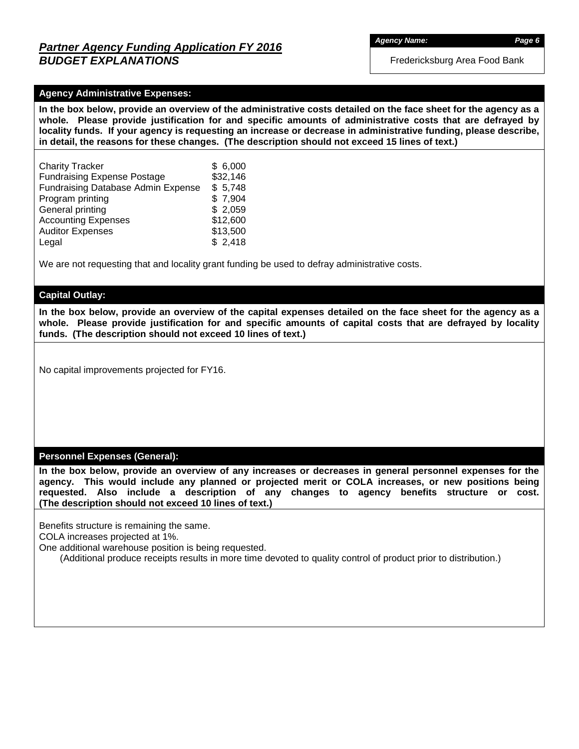## *Partner Agency Funding Application FY 2016*
## ***BUDGET EXPLANATIONS***

***Agency Name:***

Fredericksburg Area Food Bank

### Agency Administrative Expenses:

**In the box below, provide an overview of the administrative costs detailed on the face sheet for the agency as a whole. Please provide justification for and specific amounts of administrative costs that are defrayed by locality funds. If your agency is requesting an increase or decrease in administrative funding, please describe, in detail, the reasons for these changes. (The description should not exceed 15 lines of text.)**

| | |
|---|---|
| Charity Tracker | $ 6,000 |
| Fundraising Expense Postage | $32,146 |
| Fundraising Database Admin Expense | $ 5,748 |
| Program printing | $ 7,904 |
| General printing | $ 2,059 |
| Accounting Expenses | $12,600 |
| Auditor Expenses | $13,500 |
| Legal | $ 2,418 |

We are not requesting that and locality grant funding be used to defray administrative costs.

### Capital Outlay:

**In the box below, provide an overview of the capital expenses detailed on the face sheet for the agency as a whole. Please provide justification for and specific amounts of capital costs that are defrayed by locality funds. (The description should not exceed 10 lines of text.)**

No capital improvements projected for FY16.

### Personnel Expenses (General):

**In the box below, provide an overview of any increases or decreases in general personnel expenses for the agency. This would include any planned or projected merit or COLA increases, or new positions being requested. Also include a description of any changes to agency benefits structure or cost. (The description should not exceed 10 lines of text.)**

Benefits structure is remaining the same.
COLA increases projected at 1%.
One additional warehouse position is being requested.
(Additional produce receipts results in more time devoted to quality control of product prior to distribution.)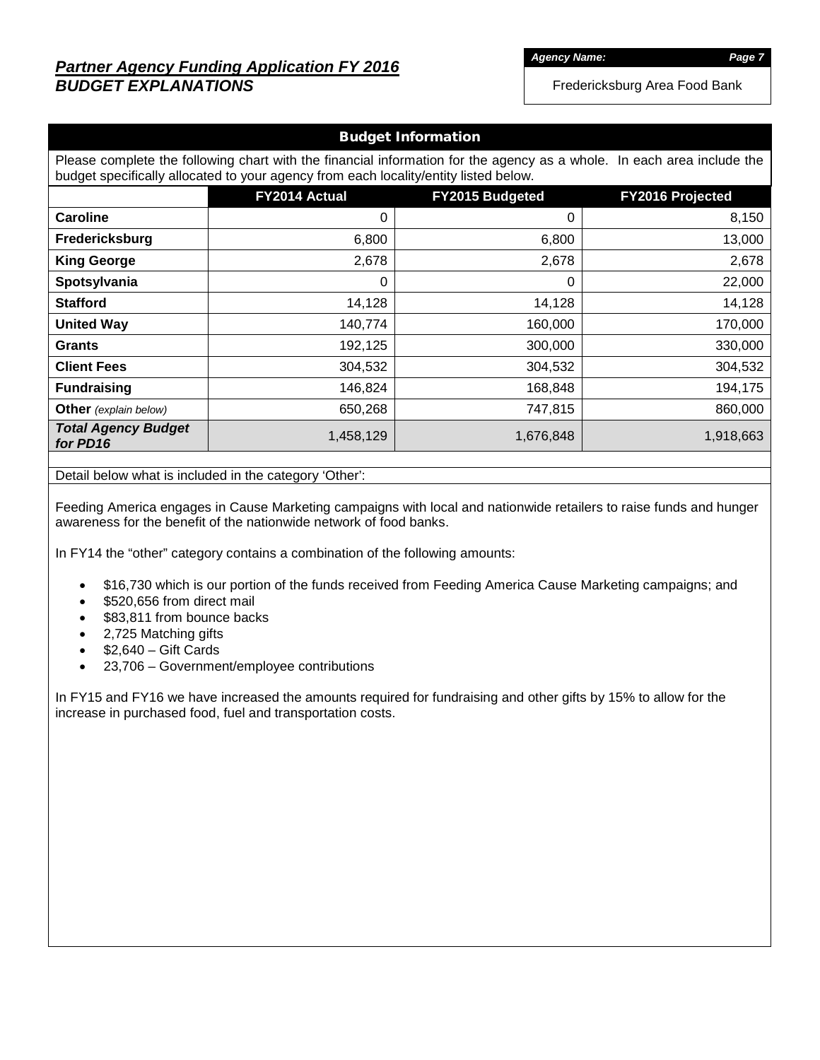# Partner Agency Funding Application FY 2016
## BUDGET EXPLANATIONS

**Agency Name:** Fredericksburg Area Food Bank

### Budget Information

Please complete the following chart with the financial information for the agency as a whole. In each area include the budget specifically allocated to your agency from each locality/entity listed below.

| | FY2014 Actual | FY2015 Budgeted | FY2016 Projected |
|---|---|---|---|
| **Caroline** | 0 | 0 | 8,150 |
| **Fredericksburg** | 6,800 | 6,800 | 13,000 |
| **King George** | 2,678 | 2,678 | 2,678 |
| **Spotsylvania** | 0 | 0 | 22,000 |
| **Stafford** | 14,128 | 14,128 | 14,128 |
| **United Way** | 140,774 | 160,000 | 170,000 |
| **Grants** | 192,125 | 300,000 | 330,000 |
| **Client Fees** | 304,532 | 304,532 | 304,532 |
| **Fundraising** | 146,824 | 168,848 | 194,175 |
| **Other** *(explain below)* | 650,268 | 747,815 | 860,000 |
| ***Total Agency Budget for PD16*** | 1,458,129 | 1,676,848 | 1,918,663 |

Detail below what is included in the category 'Other':

Feeding America engages in Cause Marketing campaigns with local and nationwide retailers to raise funds and hunger awareness for the benefit of the nationwide network of food banks.

In FY14 the "other" category contains a combination of the following amounts:

- $16,730 which is our portion of the funds received from Feeding America Cause Marketing campaigns; and
- $520,656 from direct mail
- $83,811 from bounce backs
- 2,725 Matching gifts
- $2,640 – Gift Cards
- 23,706 – Government/employee contributions

In FY15 and FY16 we have increased the amounts required for fundraising and other gifts by 15% to allow for the increase in purchased food, fuel and transportation costs.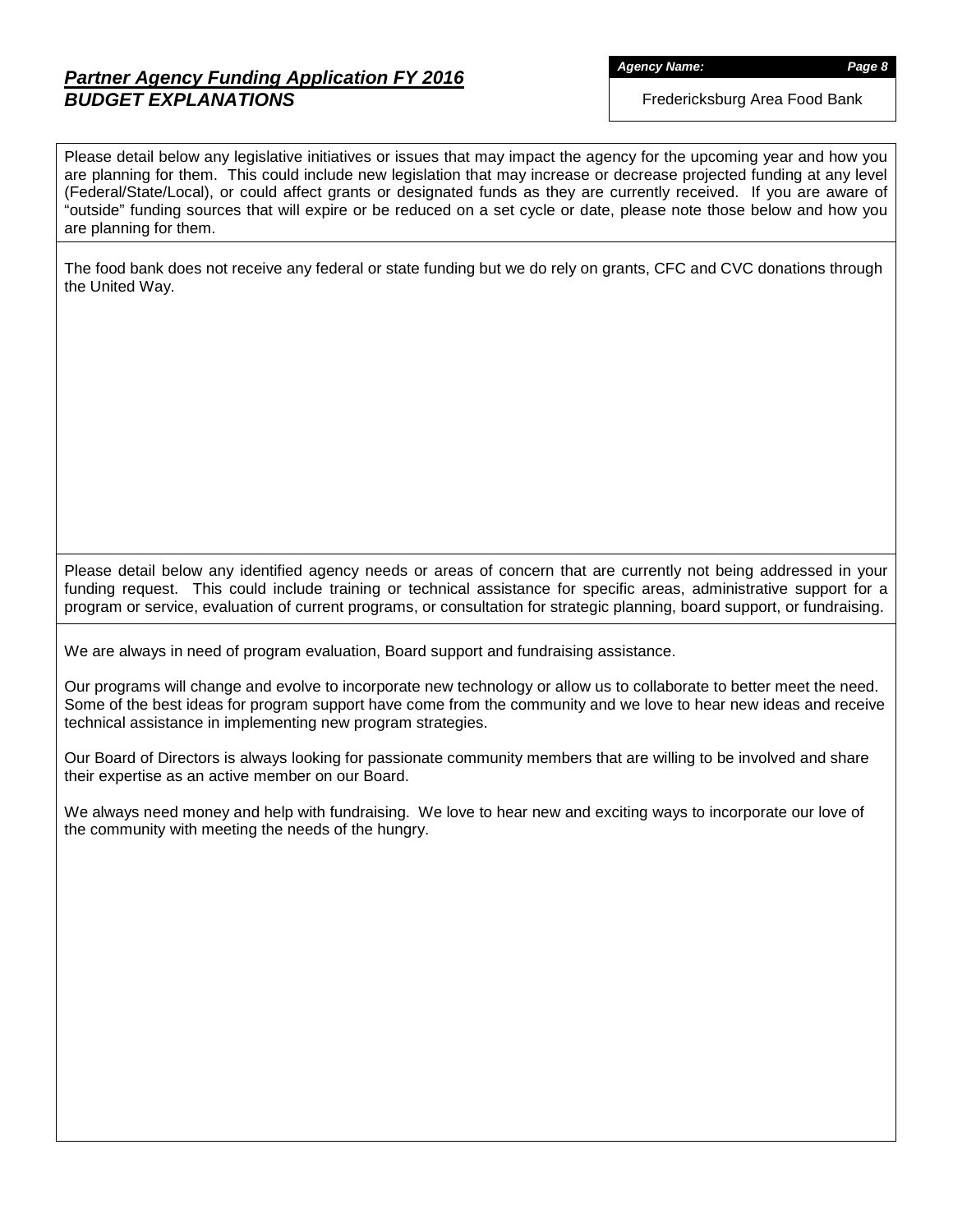## ***Partner Agency Funding Application FY 2016***
## ***BUDGET EXPLANATIONS***

***Agency Name:***

Fredericksburg Area Food Bank

Please detail below any legislative initiatives or issues that may impact the agency for the upcoming year and how you are planning for them. This could include new legislation that may increase or decrease projected funding at any level (Federal/State/Local), or could affect grants or designated funds as they are currently received. If you are aware of "outside" funding sources that will expire or be reduced on a set cycle or date, please note those below and how you are planning for them.

The food bank does not receive any federal or state funding but we do rely on grants, CFC and CVC donations through the United Way.

Please detail below any identified agency needs or areas of concern that are currently not being addressed in your funding request. This could include training or technical assistance for specific areas, administrative support for a program or service, evaluation of current programs, or consultation for strategic planning, board support, or fundraising.

We are always in need of program evaluation, Board support and fundraising assistance.

Our programs will change and evolve to incorporate new technology or allow us to collaborate to better meet the need. Some of the best ideas for program support have come from the community and we love to hear new ideas and receive technical assistance in implementing new program strategies.

Our Board of Directors is always looking for passionate community members that are willing to be involved and share their expertise as an active member on our Board.

We always need money and help with fundraising. We love to hear new and exciting ways to incorporate our love of the community with meeting the needs of the hungry.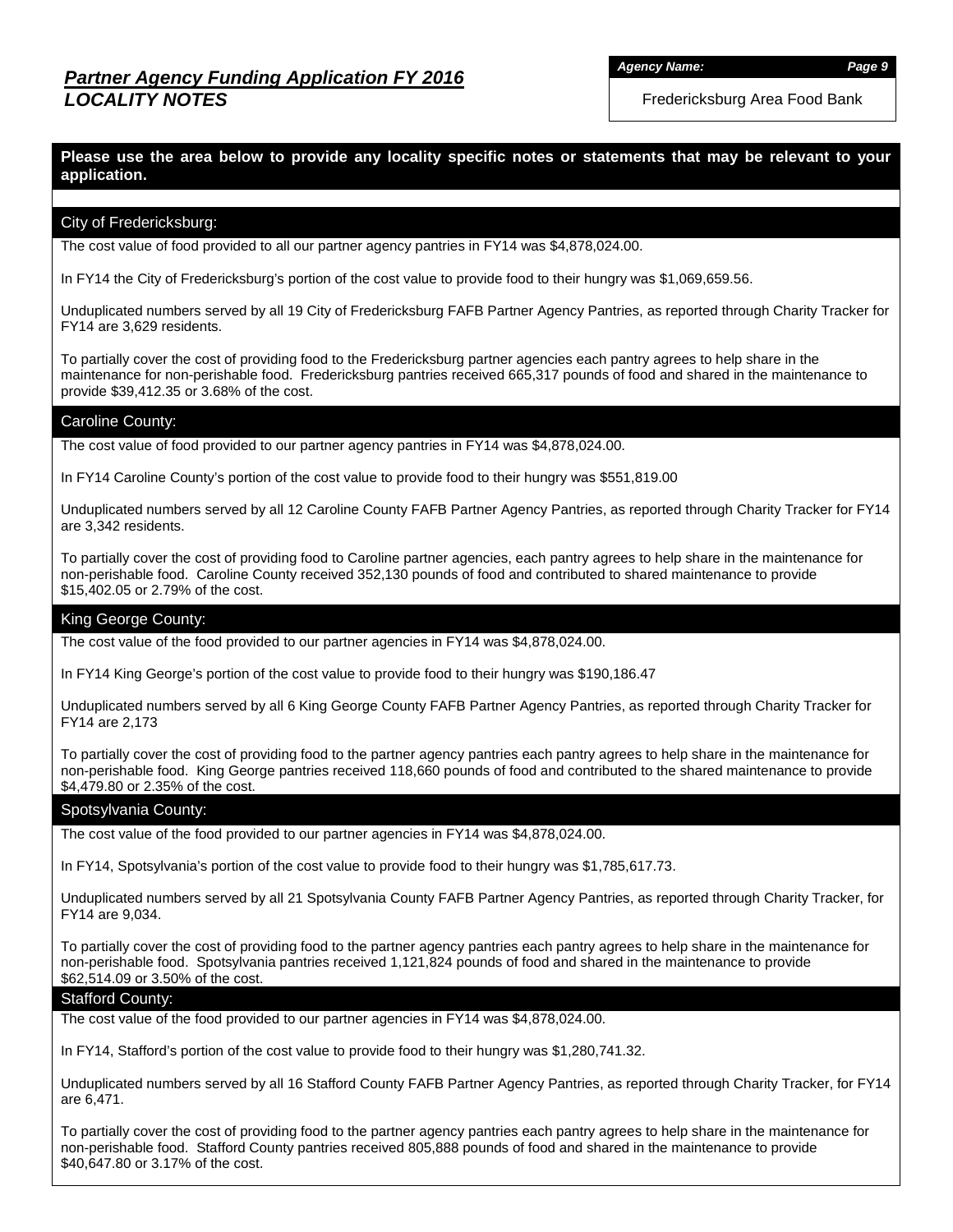# *Partner Agency Funding Application FY 2016*
## *LOCALITY NOTES*

***Agency Name:***

Fredericksburg Area Food Bank

**Please use the area below to provide any locality specific notes or statements that may be relevant to your application.**

### City of Fredericksburg:

The cost value of food provided to all our partner agency pantries in FY14 was $4,878,024.00.

In FY14 the City of Fredericksburg's portion of the cost value to provide food to their hungry was $1,069,659.56.

Unduplicated numbers served by all 19 City of Fredericksburg FAFB Partner Agency Pantries, as reported through Charity Tracker for FY14 are 3,629 residents.

To partially cover the cost of providing food to the Fredericksburg partner agencies each pantry agrees to help share in the maintenance for non-perishable food. Fredericksburg pantries received 665,317 pounds of food and shared in the maintenance to provide $39,412.35 or 3.68% of the cost.

### Caroline County:

The cost value of food provided to our partner agency pantries in FY14 was $4,878,024.00.

In FY14 Caroline County's portion of the cost value to provide food to their hungry was $551,819.00

Unduplicated numbers served by all 12 Caroline County FAFB Partner Agency Pantries, as reported through Charity Tracker for FY14 are 3,342 residents.

To partially cover the cost of providing food to Caroline partner agencies, each pantry agrees to help share in the maintenance for non-perishable food. Caroline County received 352,130 pounds of food and contributed to shared maintenance to provide $15,402.05 or 2.79% of the cost.

### King George County:

The cost value of the food provided to our partner agencies in FY14 was $4,878,024.00.

In FY14 King George's portion of the cost value to provide food to their hungry was $190,186.47

Unduplicated numbers served by all 6 King George County FAFB Partner Agency Pantries, as reported through Charity Tracker for FY14 are 2,173

To partially cover the cost of providing food to the partner agency pantries each pantry agrees to help share in the maintenance for non-perishable food. King George pantries received 118,660 pounds of food and contributed to the shared maintenance to provide $4,479.80 or 2.35% of the cost.

### Spotsylvania County:

The cost value of the food provided to our partner agencies in FY14 was $4,878,024.00.

In FY14, Spotsylvania's portion of the cost value to provide food to their hungry was $1,785,617.73.

Unduplicated numbers served by all 21 Spotsylvania County FAFB Partner Agency Pantries, as reported through Charity Tracker, for FY14 are 9,034.

To partially cover the cost of providing food to the partner agency pantries each pantry agrees to help share in the maintenance for non-perishable food. Spotsylvania pantries received 1,121,824 pounds of food and shared in the maintenance to provide $62,514.09 or 3.50% of the cost.

### Stafford County:

The cost value of the food provided to our partner agencies in FY14 was $4,878,024.00.

In FY14, Stafford's portion of the cost value to provide food to their hungry was $1,280,741.32.

Unduplicated numbers served by all 16 Stafford County FAFB Partner Agency Pantries, as reported through Charity Tracker, for FY14 are 6,471.

To partially cover the cost of providing food to the partner agency pantries each pantry agrees to help share in the maintenance for non-perishable food. Stafford County pantries received 805,888 pounds of food and shared in the maintenance to provide $40,647.80 or 3.17% of the cost.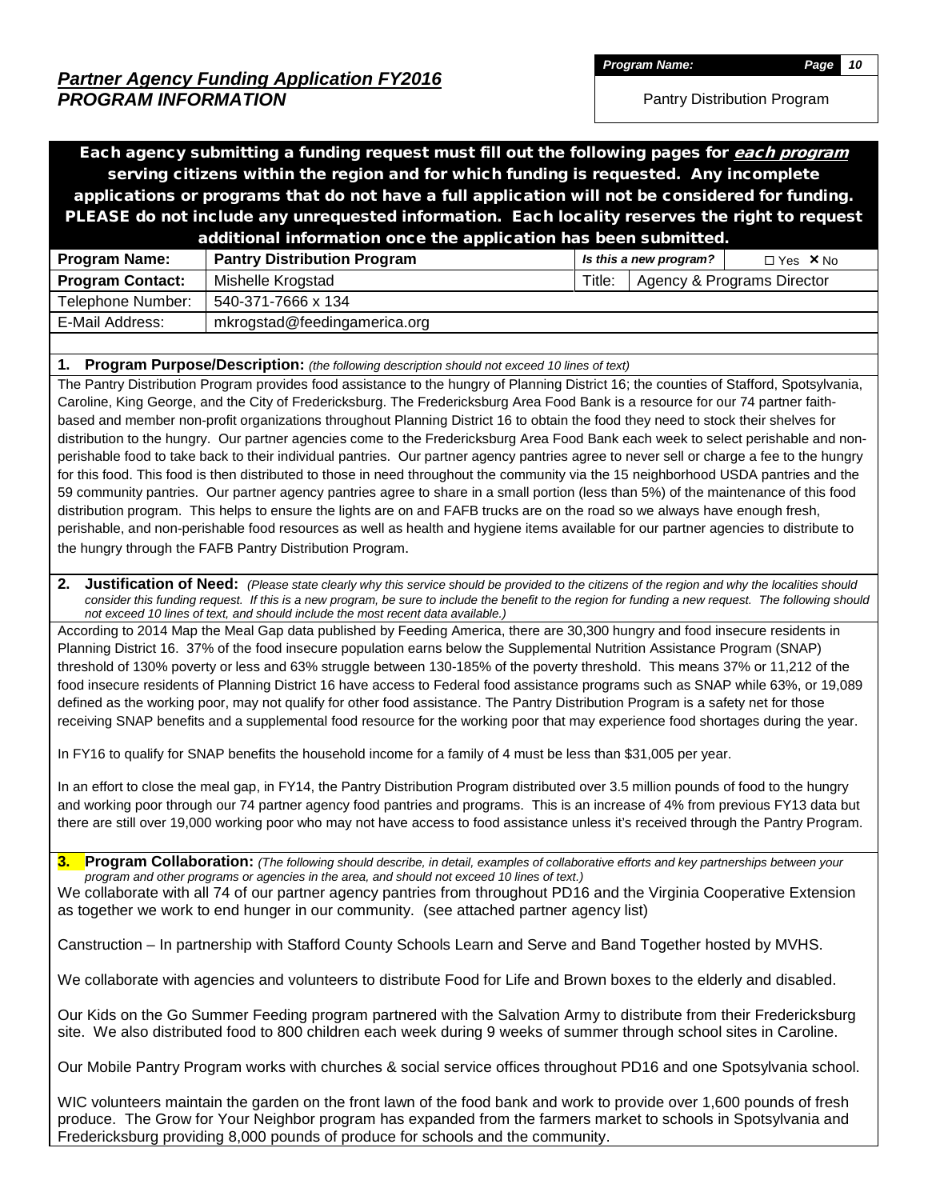## *Partner Agency Funding Application FY2016*
## *PROGRAM INFORMATION*

| *Program Name:* | |
|---|---|
| Pantry Distribution Program | |

**Each agency submitting a funding request must fill out the following pages for *each program* serving citizens within the region and for which funding is requested. Any incomplete applications or programs that do not have a full application will not be considered for funding. PLEASE do not include any unrequested information. Each locality reserves the right to request additional information once the application has been submitted.**

| **Program Name:** | **Pantry Distribution Program** | *Is this a new program?* | ☐ Yes ✕ No |
|---|---|---|---|
| **Program Contact:** | Mishelle Krogstad | Title: | Agency & Programs Director |
| Telephone Number: | 540-371-7666 x 134 | | |
| E-Mail Address: | mkrogstad@feedingamerica.org | | |

**1. Program Purpose/Description:** *(the following description should not exceed 10 lines of text)*

The Pantry Distribution Program provides food assistance to the hungry of Planning District 16; the counties of Stafford, Spotsylvania, Caroline, King George, and the City of Fredericksburg. The Fredericksburg Area Food Bank is a resource for our 74 partner faith-based and member non-profit organizations throughout Planning District 16 to obtain the food they need to stock their shelves for distribution to the hungry. Our partner agencies come to the Fredericksburg Area Food Bank each week to select perishable and non-perishable food to take back to their individual pantries. Our partner agency pantries agree to never sell or charge a fee to the hungry for this food. This food is then distributed to those in need throughout the community via the 15 neighborhood USDA pantries and the 59 community pantries. Our partner agency pantries agree to share in a small portion (less than 5%) of the maintenance of this food distribution program. This helps to ensure the lights are on and FAFB trucks are on the road so we always have enough fresh, perishable, and non-perishable food resources as well as health and hygiene items available for our partner agencies to distribute to the hungry through the FAFB Pantry Distribution Program.

**2. Justification of Need:** *(Please state clearly why this service should be provided to the citizens of the region and why the localities should consider this funding request. If this is a new program, be sure to include the benefit to the region for funding a new request. The following should not exceed 10 lines of text, and should include the most recent data available.)*

According to 2014 Map the Meal Gap data published by Feeding America, there are 30,300 hungry and food insecure residents in Planning District 16. 37% of the food insecure population earns below the Supplemental Nutrition Assistance Program (SNAP) threshold of 130% poverty or less and 63% struggle between 130-185% of the poverty threshold. This means 37% or 11,212 of the food insecure residents of Planning District 16 have access to Federal food assistance programs such as SNAP while 63%, or 19,089 defined as the working poor, may not qualify for other food assistance. The Pantry Distribution Program is a safety net for those receiving SNAP benefits and a supplemental food resource for the working poor that may experience food shortages during the year.

In FY16 to qualify for SNAP benefits the household income for a family of 4 must be less than $31,005 per year.

In an effort to close the meal gap, in FY14, the Pantry Distribution Program distributed over 3.5 million pounds of food to the hungry and working poor through our 74 partner agency food pantries and programs. This is an increase of 4% from previous FY13 data but there are still over 19,000 working poor who may not have access to food assistance unless it's received through the Pantry Program.

**3. Program Collaboration:** *(The following should describe, in detail, examples of collaborative efforts and key partnerships between your program and other programs or agencies in the area, and should not exceed 10 lines of text.)*

We collaborate with all 74 of our partner agency pantries from throughout PD16 and the Virginia Cooperative Extension as together we work to end hunger in our community. (see attached partner agency list)

Canstruction – In partnership with Stafford County Schools Learn and Serve and Band Together hosted by MVHS.

We collaborate with agencies and volunteers to distribute Food for Life and Brown boxes to the elderly and disabled.

Our Kids on the Go Summer Feeding program partnered with the Salvation Army to distribute from their Fredericksburg site. We also distributed food to 800 children each week during 9 weeks of summer through school sites in Caroline.

Our Mobile Pantry Program works with churches & social service offices throughout PD16 and one Spotsylvania school.

WIC volunteers maintain the garden on the front lawn of the food bank and work to provide over 1,600 pounds of fresh produce. The Grow for Your Neighbor program has expanded from the farmers market to schools in Spotsylvania and Fredericksburg providing 8,000 pounds of produce for schools and the community.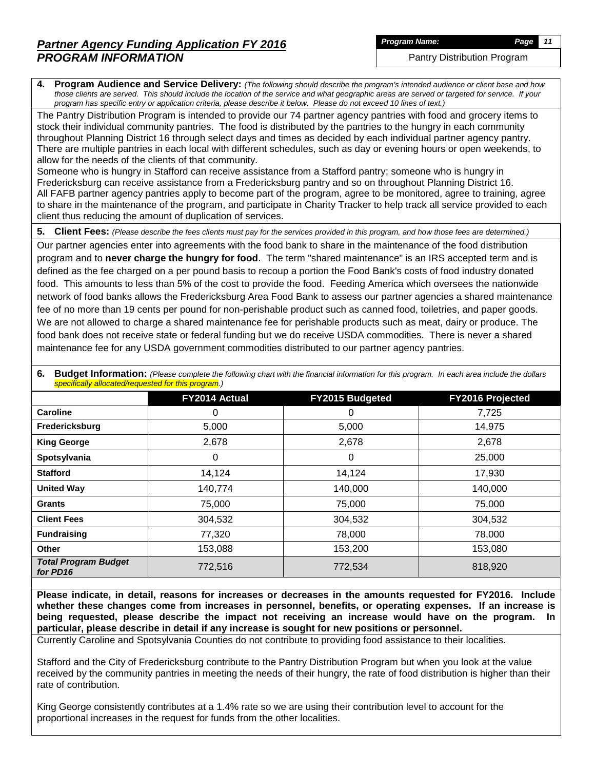# *Partner Agency Funding Application FY 2016*
# *PROGRAM INFORMATION*

***Program Name:*** Pantry Distribution Program

**4. Program Audience and Service Delivery:** *(The following should describe the program's intended audience or client base and how those clients are served. This should include the location of the service and what geographic areas are served or targeted for service. If your program has specific entry or application criteria, please describe it below. Please do not exceed 10 lines of text.)*

The Pantry Distribution Program is intended to provide our 74 partner agency pantries with food and grocery items to stock their individual community pantries. The food is distributed by the pantries to the hungry in each community throughout Planning District 16 through select days and times as decided by each individual partner agency pantry. There are multiple pantries in each local with different schedules, such as day or evening hours or open weekends, to allow for the needs of the clients of that community.

Someone who is hungry in Stafford can receive assistance from a Stafford pantry; someone who is hungry in Fredericksburg can receive assistance from a Fredericksburg pantry and so on throughout Planning District 16.

All FAFB partner agency pantries apply to become part of the program, agree to be monitored, agree to training, agree to share in the maintenance of the program, and participate in Charity Tracker to help track all service provided to each client thus reducing the amount of duplication of services.

**5. Client Fees:** *(Please describe the fees clients must pay for the services provided in this program, and how those fees are determined.)*

Our partner agencies enter into agreements with the food bank to share in the maintenance of the food distribution program and to **never charge the hungry for food**. The term "shared maintenance" is an IRS accepted term and is defined as the fee charged on a per pound basis to recoup a portion the Food Bank's costs of food industry donated food. This amounts to less than 5% of the cost to provide the food. Feeding America which oversees the nationwide network of food banks allows the Fredericksburg Area Food Bank to assess our partner agencies a shared maintenance fee of no more than 19 cents per pound for non-perishable product such as canned food, toiletries, and paper goods. We are not allowed to charge a shared maintenance fee for perishable products such as meat, dairy or produce. The food bank does not receive state or federal funding but we do receive USDA commodities. There is never a shared maintenance fee for any USDA government commodities distributed to our partner agency pantries.

**6. Budget Information:** *(Please complete the following chart with the financial information for this program. In each area include the dollars specifically allocated/requested for this program.)*

| | FY2014 Actual | FY2015 Budgeted | FY2016 Projected |
|---|---|---|---|
| **Caroline** | 0 | 0 | 7,725 |
| **Fredericksburg** | 5,000 | 5,000 | 14,975 |
| **King George** | 2,678 | 2,678 | 2,678 |
| **Spotsylvania** | 0 | 0 | 25,000 |
| **Stafford** | 14,124 | 14,124 | 17,930 |
| **United Way** | 140,774 | 140,000 | 140,000 |
| **Grants** | 75,000 | 75,000 | 75,000 |
| **Client Fees** | 304,532 | 304,532 | 304,532 |
| **Fundraising** | 77,320 | 78,000 | 78,000 |
| **Other** | 153,088 | 153,200 | 153,080 |
| ***Total Program Budget for PD16*** | 772,516 | 772,534 | 818,920 |

**Please indicate, in detail, reasons for increases or decreases in the amounts requested for FY2016. Include whether these changes come from increases in personnel, benefits, or operating expenses. If an increase is being requested, please describe the impact not receiving an increase would have on the program. In particular, please describe in detail if any increase is sought for new positions or personnel.**

Currently Caroline and Spotsylvania Counties do not contribute to providing food assistance to their localities.

Stafford and the City of Fredericksburg contribute to the Pantry Distribution Program but when you look at the value received by the community pantries in meeting the needs of their hungry, the rate of food distribution is higher than their rate of contribution.

King George consistently contributes at a 1.4% rate so we are using their contribution level to account for the proportional increases in the request for funds from the other localities.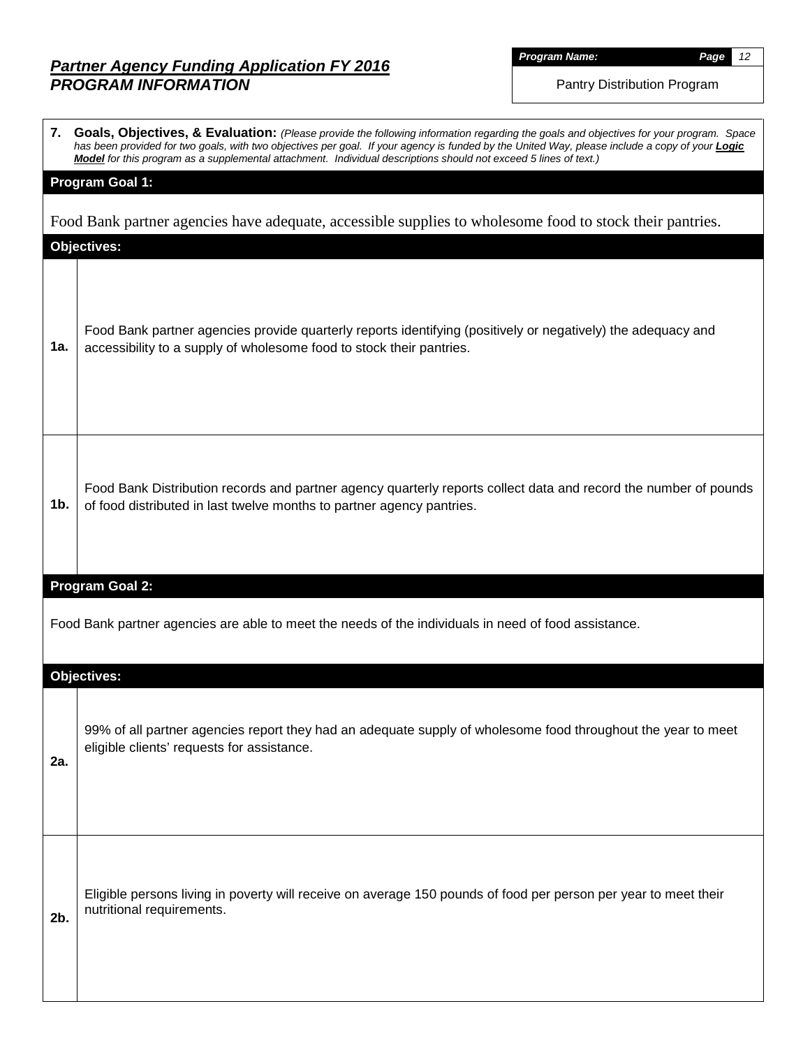## *Partner Agency Funding Application FY 2016*
## *PROGRAM INFORMATION*

***Program Name:*** Pantry Distribution Program

**7. Goals, Objectives, & Evaluation:** *(Please provide the following information regarding the goals and objectives for your program. Space has been provided for two goals, with two objectives per goal. If your agency is funded by the United Way, please include a copy of your **Logic Model** for this program as a supplemental attachment. Individual descriptions should not exceed 5 lines of text.)*

**Program Goal 1:**

Food Bank partner agencies have adequate, accessible supplies to wholesome food to stock their pantries.

**Objectives:**

| | |
|---|---|
| **1a.** | Food Bank partner agencies provide quarterly reports identifying (positively or negatively) the adequacy and accessibility to a supply of wholesome food to stock their pantries. |
| **1b.** | Food Bank Distribution records and partner agency quarterly reports collect data and record the number of pounds of food distributed in last twelve months to partner agency pantries. |

**Program Goal 2:**

Food Bank partner agencies are able to meet the needs of the individuals in need of food assistance.

**Objectives:**

| | |
|---|---|
| **2a.** | 99% of all partner agencies report they had an adequate supply of wholesome food throughout the year to meet eligible clients' requests for assistance. |
| **2b.** | Eligible persons living in poverty will receive on average 150 pounds of food per person per year to meet their nutritional requirements. |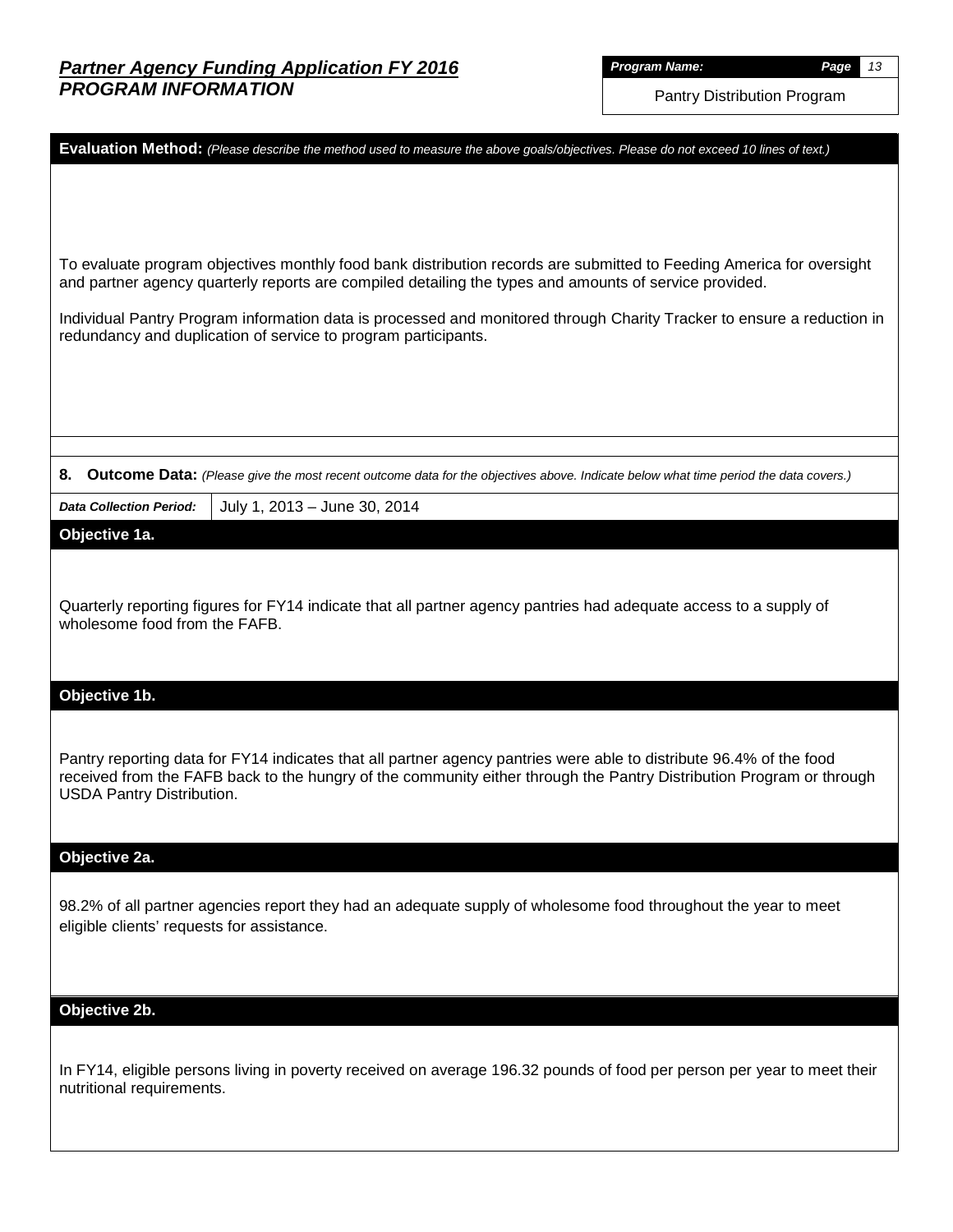## Partner Agency Funding Application FY 2016
## PROGRAM INFORMATION

| *Program Name:* | *Page* 13 |
|---|---|
| Pantry Distribution Program | |

**Evaluation Method:** *(Please describe the method used to measure the above goals/objectives. Please do not exceed 10 lines of text.)*

To evaluate program objectives monthly food bank distribution records are submitted to Feeding America for oversight and partner agency quarterly reports are compiled detailing the types and amounts of service provided.

Individual Pantry Program information data is processed and monitored through Charity Tracker to ensure a reduction in redundancy and duplication of service to program participants.

**8. Outcome Data:** *(Please give the most recent outcome data for the objectives above. Indicate below what time period the data covers.)*

| *Data Collection Period:* | July 1, 2013 – June 30, 2014 |
|---|---|

**Objective 1a.**

Quarterly reporting figures for FY14 indicate that all partner agency pantries had adequate access to a supply of wholesome food from the FAFB.

**Objective 1b.**

Pantry reporting data for FY14 indicates that all partner agency pantries were able to distribute 96.4% of the food received from the FAFB back to the hungry of the community either through the Pantry Distribution Program or through USDA Pantry Distribution.

**Objective 2a.**

98.2% of all partner agencies report they had an adequate supply of wholesome food throughout the year to meet eligible clients' requests for assistance.

**Objective 2b.**

In FY14, eligible persons living in poverty received on average 196.32 pounds of food per person per year to meet their nutritional requirements.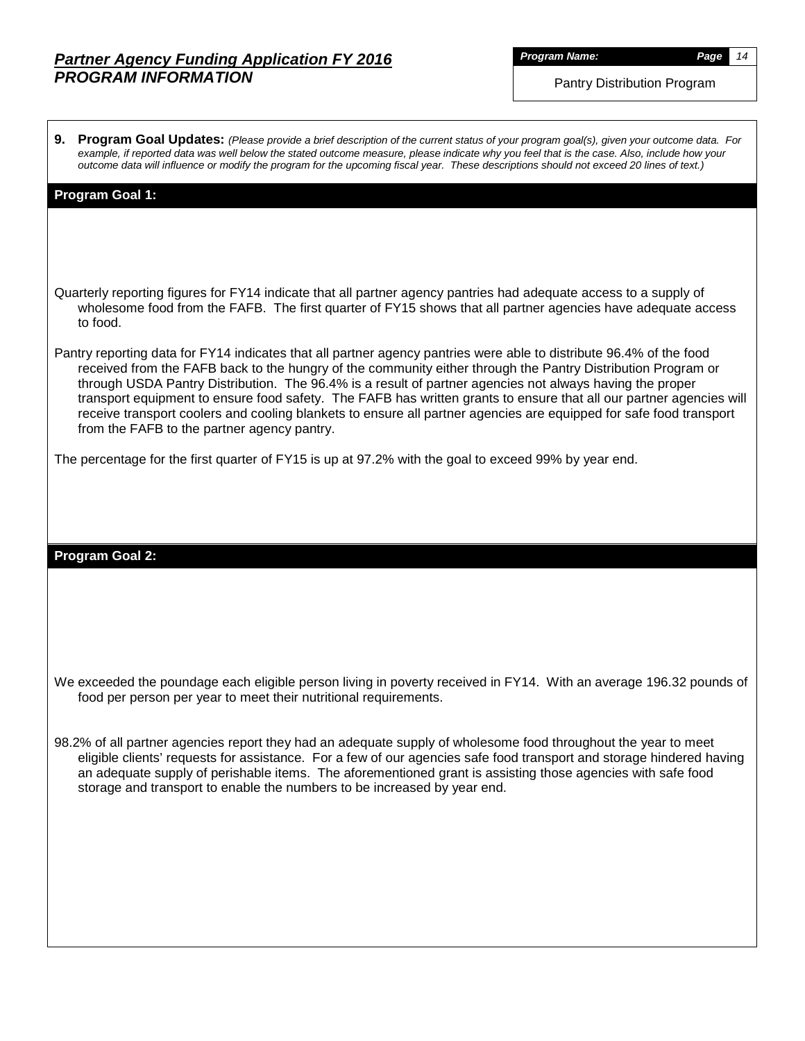**9. Program Goal Updates:** *(Please provide a brief description of the current status of your program goal(s), given your outcome data. For example, if reported data was well below the stated outcome measure, please indicate why you feel that is the case. Also, include how your outcome data will influence or modify the program for the upcoming fiscal year. These descriptions should not exceed 20 lines of text.)*

**Program Goal 1:**

Quarterly reporting figures for FY14 indicate that all partner agency pantries had adequate access to a supply of wholesome food from the FAFB. The first quarter of FY15 shows that all partner agencies have adequate access to food.

Pantry reporting data for FY14 indicates that all partner agency pantries were able to distribute 96.4% of the food received from the FAFB back to the hungry of the community either through the Pantry Distribution Program or through USDA Pantry Distribution. The 96.4% is a result of partner agencies not always having the proper transport equipment to ensure food safety. The FAFB has written grants to ensure that all our partner agencies will receive transport coolers and cooling blankets to ensure all partner agencies are equipped for safe food transport from the FAFB to the partner agency pantry.

The percentage for the first quarter of FY15 is up at 97.2% with the goal to exceed 99% by year end.

**Program Goal 2:**

We exceeded the poundage each eligible person living in poverty received in FY14. With an average 196.32 pounds of food per person per year to meet their nutritional requirements.

98.2% of all partner agencies report they had an adequate supply of wholesome food throughout the year to meet eligible clients' requests for assistance. For a few of our agencies safe food transport and storage hindered having an adequate supply of perishable items. The aforementioned grant is assisting those agencies with safe food storage and transport to enable the numbers to be increased by year end.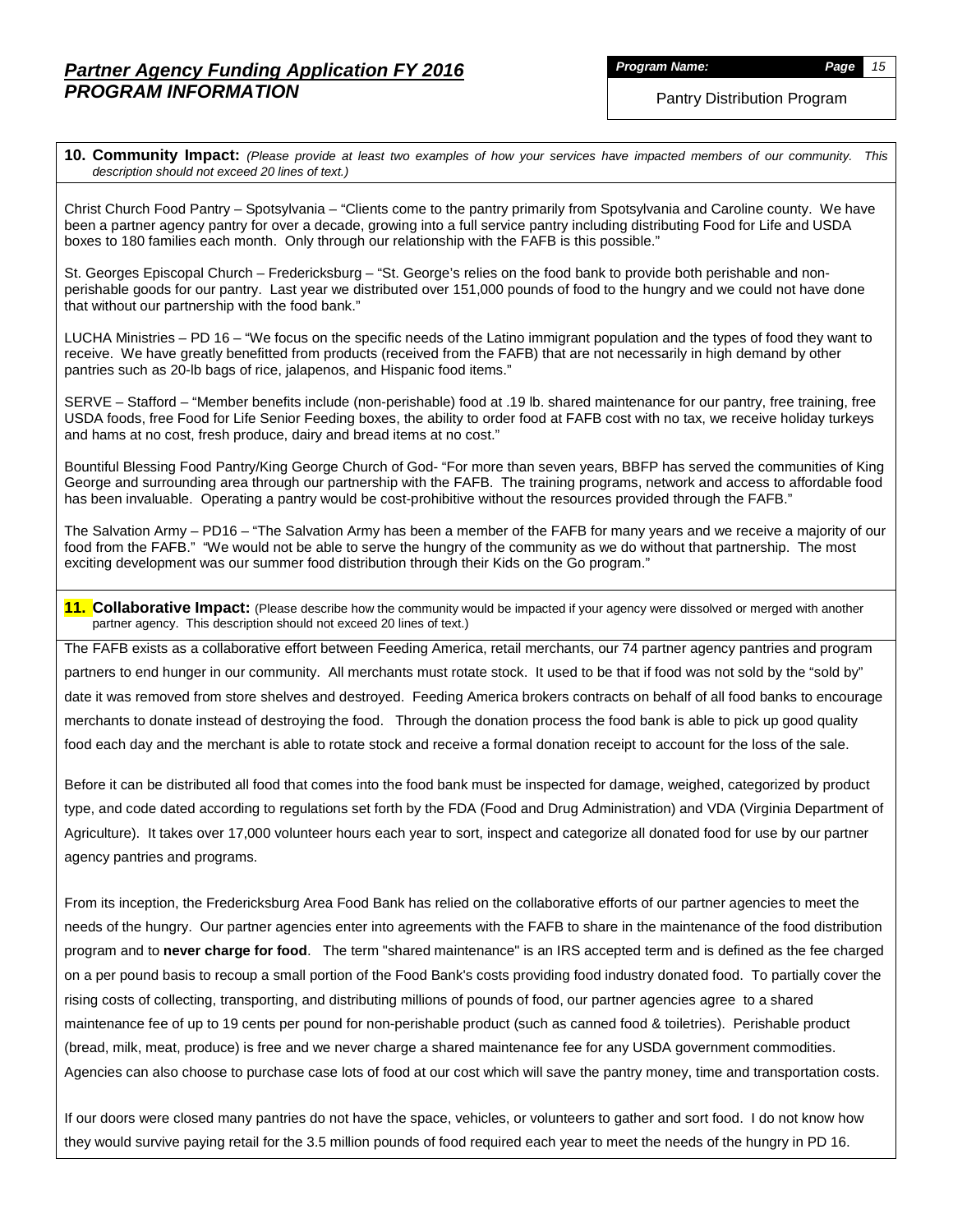**10. Community Impact:** *(Please provide at least two examples of how your services have impacted members of our community. This description should not exceed 20 lines of text.)*

Christ Church Food Pantry – Spotsylvania – "Clients come to the pantry primarily from Spotsylvania and Caroline county. We have been a partner agency pantry for over a decade, growing into a full service pantry including distributing Food for Life and USDA boxes to 180 families each month. Only through our relationship with the FAFB is this possible."

St. Georges Episcopal Church – Fredericksburg – "St. George's relies on the food bank to provide both perishable and non-perishable goods for our pantry. Last year we distributed over 151,000 pounds of food to the hungry and we could not have done that without our partnership with the food bank."

LUCHA Ministries – PD 16 – "We focus on the specific needs of the Latino immigrant population and the types of food they want to receive. We have greatly benefitted from products (received from the FAFB) that are not necessarily in high demand by other pantries such as 20-lb bags of rice, jalapenos, and Hispanic food items."

SERVE – Stafford – "Member benefits include (non-perishable) food at .19 lb. shared maintenance for our pantry, free training, free USDA foods, free Food for Life Senior Feeding boxes, the ability to order food at FAFB cost with no tax, we receive holiday turkeys and hams at no cost, fresh produce, dairy and bread items at no cost."

Bountiful Blessing Food Pantry/King George Church of God- "For more than seven years, BBFP has served the communities of King George and surrounding area through our partnership with the FAFB. The training programs, network and access to affordable food has been invaluable. Operating a pantry would be cost-prohibitive without the resources provided through the FAFB."

The Salvation Army – PD16 – "The Salvation Army has been a member of the FAFB for many years and we receive a majority of our food from the FAFB." "We would not be able to serve the hungry of the community as we do without that partnership. The most exciting development was our summer food distribution through their Kids on the Go program."

**11. Collaborative Impact:** (Please describe how the community would be impacted if your agency were dissolved or merged with another partner agency. This description should not exceed 20 lines of text.)

The FAFB exists as a collaborative effort between Feeding America, retail merchants, our 74 partner agency pantries and program partners to end hunger in our community. All merchants must rotate stock. It used to be that if food was not sold by the "sold by" date it was removed from store shelves and destroyed. Feeding America brokers contracts on behalf of all food banks to encourage merchants to donate instead of destroying the food. Through the donation process the food bank is able to pick up good quality food each day and the merchant is able to rotate stock and receive a formal donation receipt to account for the loss of the sale.

Before it can be distributed all food that comes into the food bank must be inspected for damage, weighed, categorized by product type, and code dated according to regulations set forth by the FDA (Food and Drug Administration) and VDA (Virginia Department of Agriculture). It takes over 17,000 volunteer hours each year to sort, inspect and categorize all donated food for use by our partner agency pantries and programs.

From its inception, the Fredericksburg Area Food Bank has relied on the collaborative efforts of our partner agencies to meet the needs of the hungry. Our partner agencies enter into agreements with the FAFB to share in the maintenance of the food distribution program and to **never charge for food**. The term "shared maintenance" is an IRS accepted term and is defined as the fee charged on a per pound basis to recoup a small portion of the Food Bank's costs providing food industry donated food. To partially cover the rising costs of collecting, transporting, and distributing millions of pounds of food, our partner agencies agree to a shared maintenance fee of up to 19 cents per pound for non-perishable product (such as canned food & toiletries). Perishable product (bread, milk, meat, produce) is free and we never charge a shared maintenance fee for any USDA government commodities. Agencies can also choose to purchase case lots of food at our cost which will save the pantry money, time and transportation costs.

If our doors were closed many pantries do not have the space, vehicles, or volunteers to gather and sort food. I do not know how they would survive paying retail for the 3.5 million pounds of food required each year to meet the needs of the hungry in PD 16.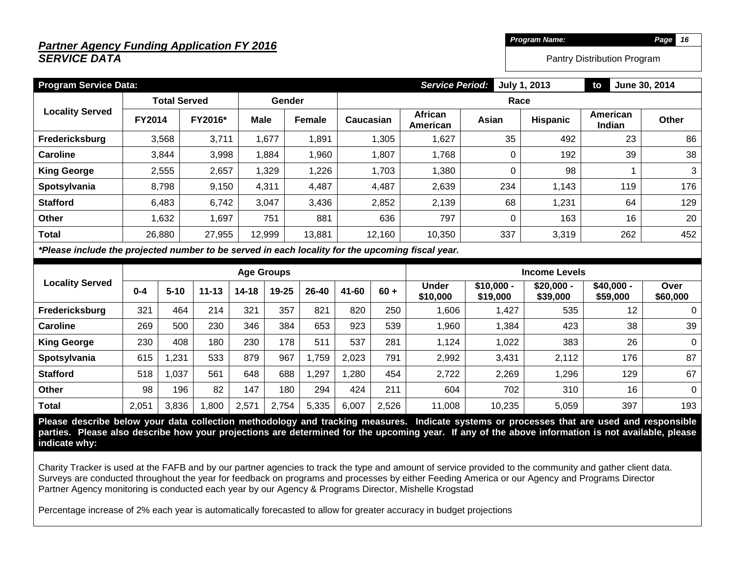***Partner Agency Funding Application FY 2016***
***SERVICE DATA***

*Program Name:* Pantry Distribution Program

*Page* *16*

| **Program Service Data:** | | | | | | *Service Period:* July 1, 2013 | | to June 30, 2014 | | | |
|---|---|---|---|---|---|---|---|---|---|---|---|
| **Locality Served** | **Total Served** | | **Gender** | | **Race** | | | | | | |
| | **FY2014** | **FY2016*** | **Male** | **Female** | **Caucasian** | **African American** | **Asian** | **Hispanic** | **American Indian** | **Other** | |
| **Fredericksburg** | 3,568 | 3,711 | 1,677 | 1,891 | 1,305 | 1,627 | 35 | 492 | 23 | 86 | |
| **Caroline** | 3,844 | 3,998 | 1,884 | 1,960 | 1,807 | 1,768 | 0 | 192 | 39 | 38 | |
| **King George** | 2,555 | 2,657 | 1,329 | 1,226 | 1,703 | 1,380 | 0 | 98 | 1 | 3 | |
| **Spotsylvania** | 8,798 | 9,150 | 4,311 | 4,487 | 4,487 | 2,639 | 234 | 1,143 | 119 | 176 | |
| **Stafford** | 6,483 | 6,742 | 3,047 | 3,436 | 2,852 | 2,139 | 68 | 1,231 | 64 | 129 | |
| **Other** | 1,632 | 1,697 | 751 | 881 | 636 | 797 | 0 | 163 | 16 | 20 | |
| **Total** | 26,880 | 27,955 | 12,999 | 13,881 | 12,160 | 10,350 | 337 | 3,319 | 262 | 452 | |

***Please include the projected number to be served in each locality for the upcoming fiscal year.***

| **Locality Served** | **Age Groups** | | | | | | | | **Income Levels** | | | | |
|---|---|---|---|---|---|---|---|---|---|---|---|---|---|
| | **0-4** | **5-10** | **11-13** | **14-18** | **19-25** | **26-40** | **41-60** | **60 +** | **Under $10,000** | **$10,000 - $19,000** | **$20,000 - $39,000** | **$40,000 - $59,000** | **Over $60,000** |
| **Fredericksburg** | 321 | 464 | 214 | 321 | 357 | 821 | 820 | 250 | 1,606 | 1,427 | 535 | 12 | 0 |
| **Caroline** | 269 | 500 | 230 | 346 | 384 | 653 | 923 | 539 | 1,960 | 1,384 | 423 | 38 | 39 |
| **King George** | 230 | 408 | 180 | 230 | 178 | 511 | 537 | 281 | 1,124 | 1,022 | 383 | 26 | 0 |
| **Spotsylvania** | 615 | 1,231 | 533 | 879 | 967 | 1,759 | 2,023 | 791 | 2,992 | 3,431 | 2,112 | 176 | 87 |
| **Stafford** | 518 | 1,037 | 561 | 648 | 688 | 1,297 | 1,280 | 454 | 2,722 | 2,269 | 1,296 | 129 | 67 |
| **Other** | 98 | 196 | 82 | 147 | 180 | 294 | 424 | 211 | 604 | 702 | 310 | 16 | 0 |
| **Total** | 2,051 | 3,836 | 1,800 | 2,571 | 2,754 | 5,335 | 6,007 | 2,526 | 11,008 | 10,235 | 5,059 | 397 | 193 |

**Please describe below your data collection methodology and tracking measures. Indicate systems or processes that are used and responsible parties. Please also describe how your projections are determined for the upcoming year. If any of the above information is not available, please indicate why:**

Charity Tracker is used at the FAFB and by our partner agencies to track the type and amount of service provided to the community and gather client data.
Surveys are conducted throughout the year for feedback on programs and processes by either Feeding America or our Agency and Programs Director
Partner Agency monitoring is conducted each year by our Agency & Programs Director, Mishelle Krogstad

Percentage increase of 2% each year is automatically forecasted to allow for greater accuracy in budget projections